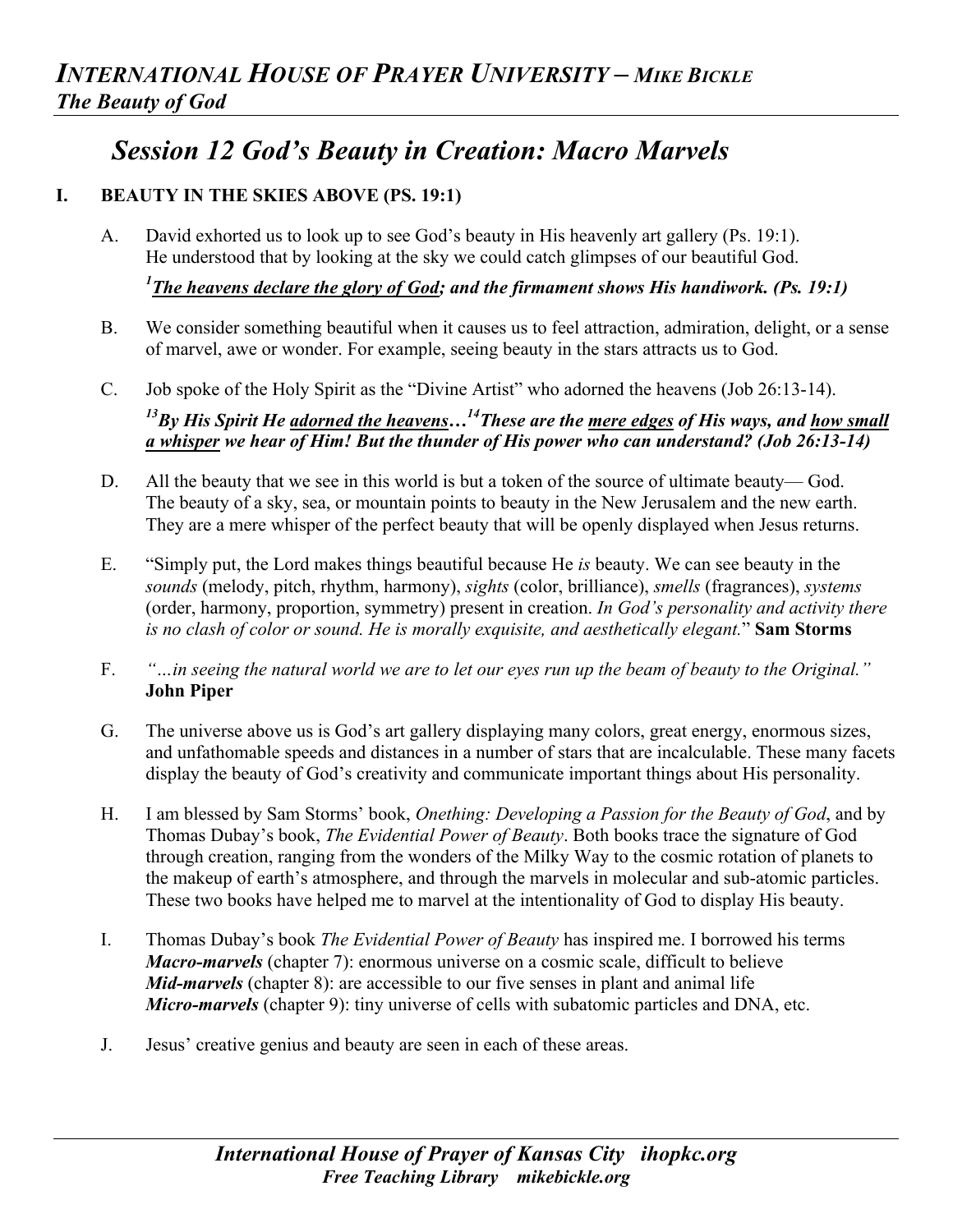# *INTERNATIONAL HOUSE OF PRAYER UNIVERSITY – MIKE BICKLE*
## *The Beauty of God*

## *Session 12 God's Beauty in Creation: Macro Marvels*

### I. BEAUTY IN THE SKIES ABOVE (PS. 19:1)

A. David exhorted us to look up to see God's beauty in His heavenly art gallery (Ps. 19:1). He understood that by looking at the sky we could catch glimpses of our beautiful God.

***[1] <u>The heavens declare the glory of God</u>; and the firmament shows His handiwork. (Ps. 19:1)***

B. We consider something beautiful when it causes us to feel attraction, admiration, delight, or a sense of marvel, awe or wonder. For example, seeing beauty in the stars attracts us to God.

C. Job spoke of the Holy Spirit as the "Divine Artist" who adorned the heavens (Job 26:13-14).

***[13] By His Spirit He <u>adorned the heavens</u>…[14] These are the <u>mere edges</u> of His ways, and <u>how small a whisper</u> we hear of Him! But the thunder of His power who can understand? (Job 26:13-14)***

D. All the beauty that we see in this world is but a token of the source of ultimate beauty— God. The beauty of a sky, sea, or mountain points to beauty in the New Jerusalem and the new earth. They are a mere whisper of the perfect beauty that will be openly displayed when Jesus returns.

E. "Simply put, the Lord makes things beautiful because He *is* beauty. We can see beauty in the *sounds* (melody, pitch, rhythm, harmony), *sights* (color, brilliance), *smells* (fragrances), *systems* (order, harmony, proportion, symmetry) present in creation. *In God's personality and activity there is no clash of color or sound. He is morally exquisite, and aesthetically elegant.*" **Sam Storms**

F. *"…in seeing the natural world we are to let our eyes run up the beam of beauty to the Original."* **John Piper**

G. The universe above us is God's art gallery displaying many colors, great energy, enormous sizes, and unfathomable speeds and distances in a number of stars that are incalculable. These many facets display the beauty of God's creativity and communicate important things about His personality.

H. I am blessed by Sam Storms' book, *Onething: Developing a Passion for the Beauty of God*, and by Thomas Dubay's book, *The Evidential Power of Beauty*. Both books trace the signature of God through creation, ranging from the wonders of the Milky Way to the cosmic rotation of planets to the makeup of earth's atmosphere, and through the marvels in molecular and sub-atomic particles. These two books have helped me to marvel at the intentionality of God to display His beauty.

I. Thomas Dubay's book *The Evidential Power of Beauty* has inspired me. I borrowed his terms
***Macro-marvels*** (chapter 7): enormous universe on a cosmic scale, difficult to believe
***Mid-marvels*** (chapter 8): are accessible to our five senses in plant and animal life
***Micro-marvels*** (chapter 9): tiny universe of cells with subatomic particles and DNA, etc.

J. Jesus' creative genius and beauty are seen in each of these areas.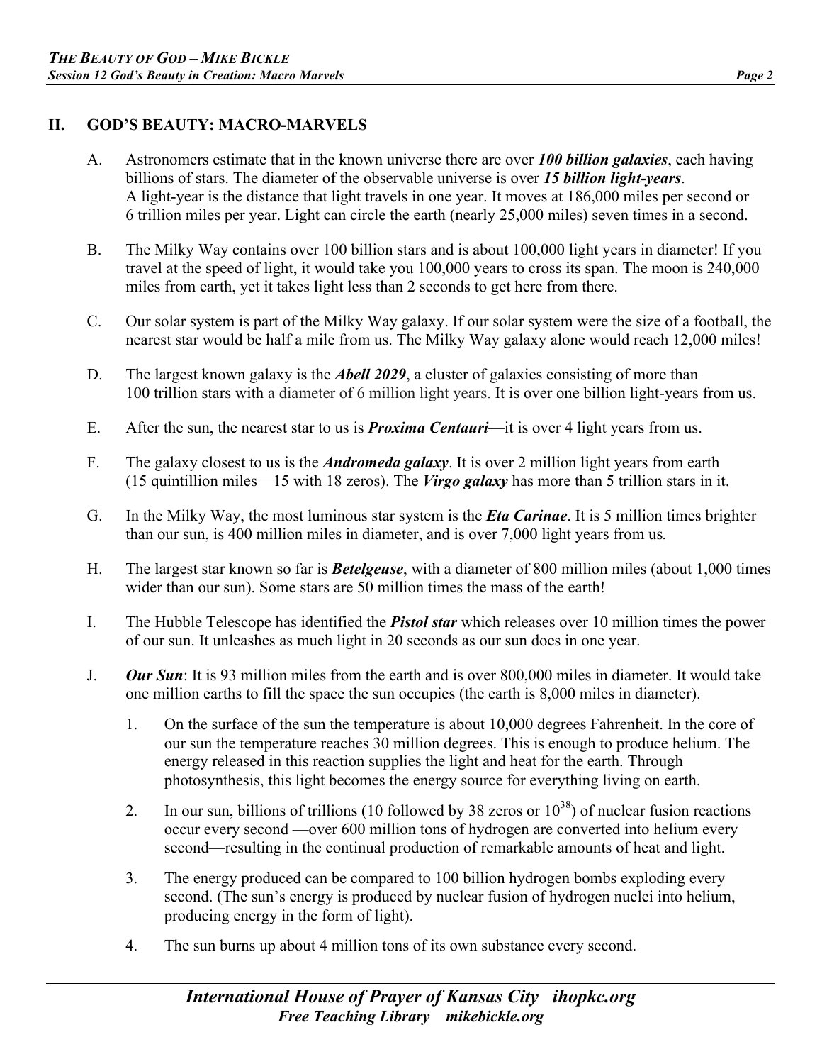## II. GOD'S BEAUTY: MACRO-MARVELS

A. Astronomers estimate that in the known universe there are over ***100 billion galaxies***, each having billions of stars. The diameter of the observable universe is over ***15 billion light-years***. A light-year is the distance that light travels in one year. It moves at 186,000 miles per second or 6 trillion miles per year. Light can circle the earth (nearly 25,000 miles) seven times in a second.

B. The Milky Way contains over 100 billion stars and is about 100,000 light years in diameter! If you travel at the speed of light, it would take you 100,000 years to cross its span. The moon is 240,000 miles from earth, yet it takes light less than 2 seconds to get here from there.

C. Our solar system is part of the Milky Way galaxy. If our solar system were the size of a football, the nearest star would be half a mile from us. The Milky Way galaxy alone would reach 12,000 miles!

D. The largest known galaxy is the ***Abell 2029***, a cluster of galaxies consisting of more than 100 trillion stars with a diameter of 6 million light years. It is over one billion light-years from us.

E. After the sun, the nearest star to us is ***Proxima Centauri***—it is over 4 light years from us.

F. The galaxy closest to us is the ***Andromeda galaxy***. It is over 2 million light years from earth (15 quintillion miles—15 with 18 zeros). The ***Virgo galaxy*** has more than 5 trillion stars in it.

G. In the Milky Way, the most luminous star system is the ***Eta Carinae***. It is 5 million times brighter than our sun, is 400 million miles in diameter, and is over 7,000 light years from us.

H. The largest star known so far is ***Betelgeuse***, with a diameter of 800 million miles (about 1,000 times wider than our sun). Some stars are 50 million times the mass of the earth!

I. The Hubble Telescope has identified the ***Pistol star*** which releases over 10 million times the power of our sun. It unleashes as much light in 20 seconds as our sun does in one year.

J. ***Our Sun***: It is 93 million miles from the earth and is over 800,000 miles in diameter. It would take one million earths to fill the space the sun occupies (the earth is 8,000 miles in diameter).

1. On the surface of the sun the temperature is about 10,000 degrees Fahrenheit. In the core of our sun the temperature reaches 30 million degrees. This is enough to produce helium. The energy released in this reaction supplies the light and heat for the earth. Through photosynthesis, this light becomes the energy source for everything living on earth.

2. In our sun, billions of trillions (10 followed by 38 zeros or $10^{38}$) of nuclear fusion reactions occur every second —over 600 million tons of hydrogen are converted into helium every second—resulting in the continual production of remarkable amounts of heat and light.

3. The energy produced can be compared to 100 billion hydrogen bombs exploding every second. (The sun's energy is produced by nuclear fusion of hydrogen nuclei into helium, producing energy in the form of light).

4. The sun burns up about 4 million tons of its own substance every second.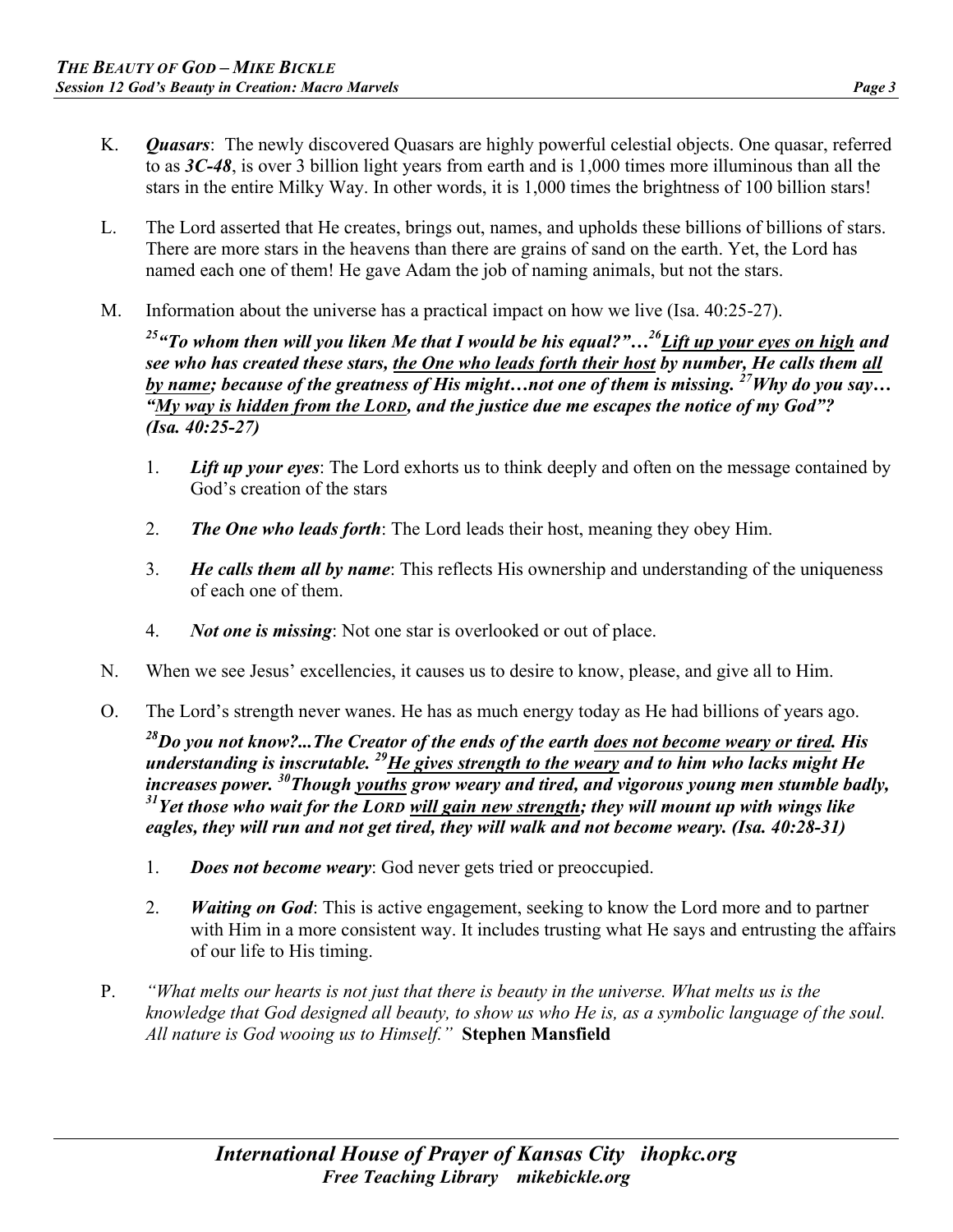K. ***Quasars***: The newly discovered Quasars are highly powerful celestial objects. One quasar, referred to as ***3C-48***, is over 3 billion light years from earth and is 1,000 times more illuminous than all the stars in the entire Milky Way. In other words, it is 1,000 times the brightness of 100 billion stars!

L. The Lord asserted that He creates, brings out, names, and upholds these billions of billions of stars. There are more stars in the heavens than there are grains of sand on the earth. Yet, the Lord has named each one of them! He gave Adam the job of naming animals, but not the stars.

M. Information about the universe has a practical impact on how we live (Isa. 40:25-27).

***[25]"To whom then will you liken Me that I would be his equal?"…[26]<u>Lift up your eyes on high</u> and see who has created these stars, <u>the One who leads forth their host</u> by number, He calls them <u>all by name</u>; because of the greatness of His might…not one of them is missing. [27]Why do you say… "<u>My way is hidden from the LORD</u>, and the justice due me escapes the notice of my God"? (Isa. 40:25-27)***

1. ***Lift up your eyes***: The Lord exhorts us to think deeply and often on the message contained by God's creation of the stars
2. ***The One who leads forth***: The Lord leads their host, meaning they obey Him.
3. ***He calls them all by name***: This reflects His ownership and understanding of the uniqueness of each one of them.
4. ***Not one is missing***: Not one star is overlooked or out of place.

N. When we see Jesus' excellencies, it causes us to desire to know, please, and give all to Him.

O. The Lord's strength never wanes. He has as much energy today as He had billions of years ago.

***[28]Do you not know?...The Creator of the ends of the earth <u>does not become weary or tired</u>. His understanding is inscrutable. [29]<u>He gives strength to the weary</u> and to him who lacks might He increases power. [30]Though <u>youths</u> grow weary and tired, and vigorous young men stumble badly, [31]Yet those who wait for the LORD <u>will gain new strength</u>; they will mount up with wings like eagles, they will run and not get tired, they will walk and not become weary. (Isa. 40:28-31)***

1. ***Does not become weary***: God never gets tried or preoccupied.
2. ***Waiting on God***: This is active engagement, seeking to know the Lord more and to partner with Him in a more consistent way. It includes trusting what He says and entrusting the affairs of our life to His timing.

P. *"What melts our hearts is not just that there is beauty in the universe. What melts us is the knowledge that God designed all beauty, to show us who He is, as a symbolic language of the soul. All nature is God wooing us to Himself."* **Stephen Mansfield**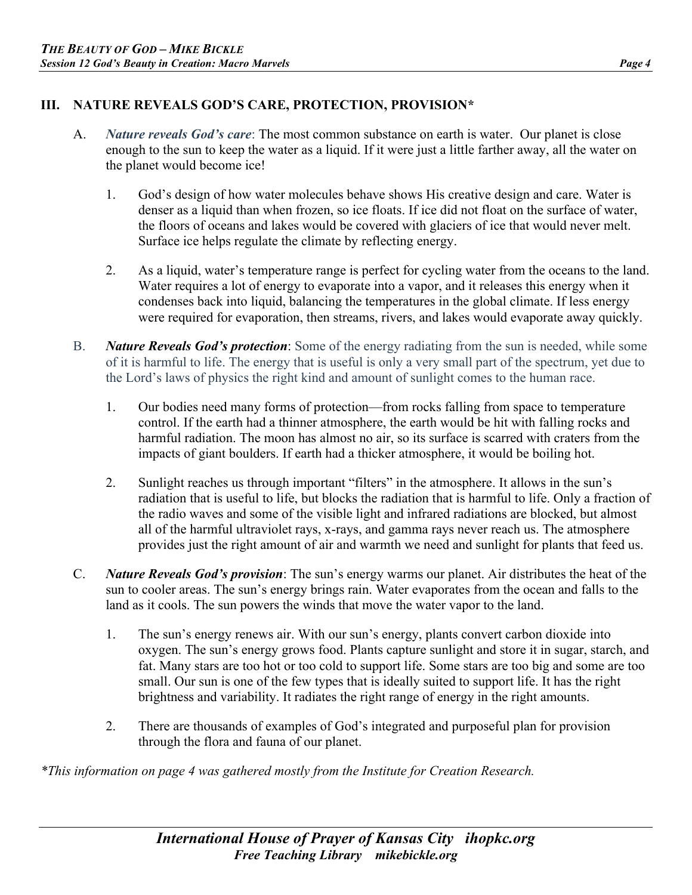## III. NATURE REVEALS GOD'S CARE, PROTECTION, PROVISION*

A. ***Nature reveals God's care***: The most common substance on earth is water. Our planet is close enough to the sun to keep the water as a liquid. If it were just a little farther away, all the water on the planet would become ice!

   1. God's design of how water molecules behave shows His creative design and care. Water is denser as a liquid than when frozen, so ice floats. If ice did not float on the surface of water, the floors of oceans and lakes would be covered with glaciers of ice that would never melt. Surface ice helps regulate the climate by reflecting energy.

   2. As a liquid, water's temperature range is perfect for cycling water from the oceans to the land. Water requires a lot of energy to evaporate into a vapor, and it releases this energy when it condenses back into liquid, balancing the temperatures in the global climate. If less energy were required for evaporation, then streams, rivers, and lakes would evaporate away quickly.

B. ***Nature Reveals God's protection***: Some of the energy radiating from the sun is needed, while some of it is harmful to life. The energy that is useful is only a very small part of the spectrum, yet due to the Lord's laws of physics the right kind and amount of sunlight comes to the human race.

   1. Our bodies need many forms of protection—from rocks falling from space to temperature control. If the earth had a thinner atmosphere, the earth would be hit with falling rocks and harmful radiation. The moon has almost no air, so its surface is scarred with craters from the impacts of giant boulders. If earth had a thicker atmosphere, it would be boiling hot.

   2. Sunlight reaches us through important "filters" in the atmosphere. It allows in the sun's radiation that is useful to life, but blocks the radiation that is harmful to life. Only a fraction of the radio waves and some of the visible light and infrared radiations are blocked, but almost all of the harmful ultraviolet rays, x-rays, and gamma rays never reach us. The atmosphere provides just the right amount of air and warmth we need and sunlight for plants that feed us.

C. ***Nature Reveals God's provision***: The sun's energy warms our planet. Air distributes the heat of the sun to cooler areas. The sun's energy brings rain. Water evaporates from the ocean and falls to the land as it cools. The sun powers the winds that move the water vapor to the land.

   1. The sun's energy renews air. With our sun's energy, plants convert carbon dioxide into oxygen. The sun's energy grows food. Plants capture sunlight and store it in sugar, starch, and fat. Many stars are too hot or too cold to support life. Some stars are too big and some are too small. Our sun is one of the few types that is ideally suited to support life. It has the right brightness and variability. It radiates the right range of energy in the right amounts.

   2. There are thousands of examples of God's integrated and purposeful plan for provision through the flora and fauna of our planet.

*\*This information on page 4 was gathered mostly from the Institute for Creation Research.*